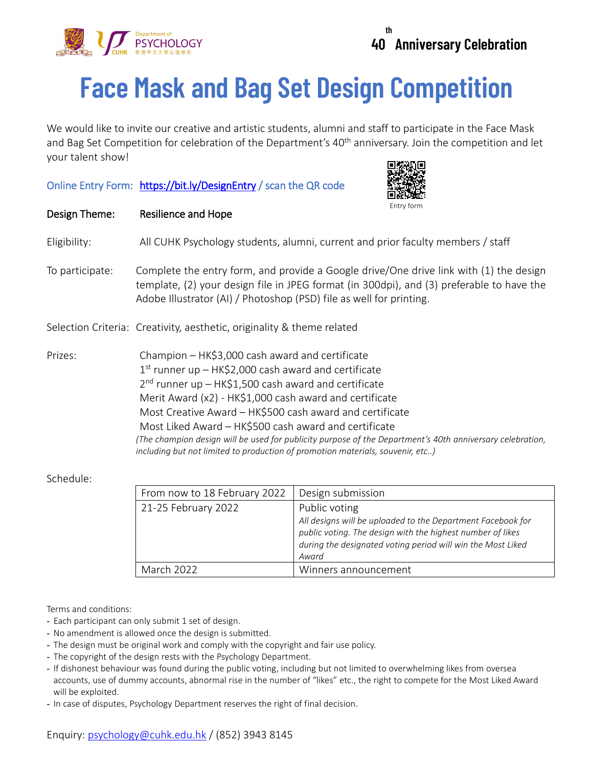Department of PSYCHOLOGY CUHK 香港中文大學心理學系

40th Anniversary Celebration

# Face Mask and Bag Set Design Competition

We would like to invite our creative and artistic students, alumni and staff to participate in the Face Mask and Bag Set Competition for celebration of the Department's 40th anniversary. Join the competition and let your talent show!

Online Entry Form: https://bit.ly/DesignEntry / scan the QR code

Entry form

**Design Theme:** Resilience and Hope

**Eligibility:** All CUHK Psychology students, alumni, current and prior faculty members / staff

**To participate:** Complete the entry form, and provide a Google drive/One drive link with (1) the design template, (2) your design file in JPEG format (in 300dpi), and (3) preferable to have the Adobe Illustrator (AI) / Photoshop (PSD) file as well for printing.

**Selection Criteria:** Creativity, aesthetic, originality & theme related

**Prizes:**
Champion – HK$3,000 cash award and certificate
1st runner up – HK$2,000 cash award and certificate
2nd runner up – HK$1,500 cash award and certificate
Merit Award (x2) - HK$1,000 cash award and certificate
Most Creative Award – HK$500 cash award and certificate
Most Liked Award – HK$500 cash award and certificate
*(The champion design will be used for publicity purpose of the Department's 40th anniversary celebration, including but not limited to production of promotion materials, souvenir, etc..)*

**Schedule:**

| | |
|---|---|
| From now to 18 February 2022 | Design submission |
| 21-25 February 2022 | Public voting<br>*All designs will be uploaded to the Department Facebook for public voting. The design with the highest number of likes during the designated voting period will win the Most Liked Award* |
| March 2022 | Winners announcement |

Terms and conditions:

- Each participant can only submit 1 set of design.
- No amendment is allowed once the design is submitted.
- The design must be original work and comply with the copyright and fair use policy.
- The copyright of the design rests with the Psychology Department.
- If dishonest behaviour was found during the public voting, including but not limited to overwhelming likes from oversea accounts, use of dummy accounts, abnormal rise in the number of "likes" etc., the right to compete for the Most Liked Award will be exploited.
- In case of disputes, Psychology Department reserves the right of final decision.

Enquiry: psychology@cuhk.edu.hk / (852) 3943 8145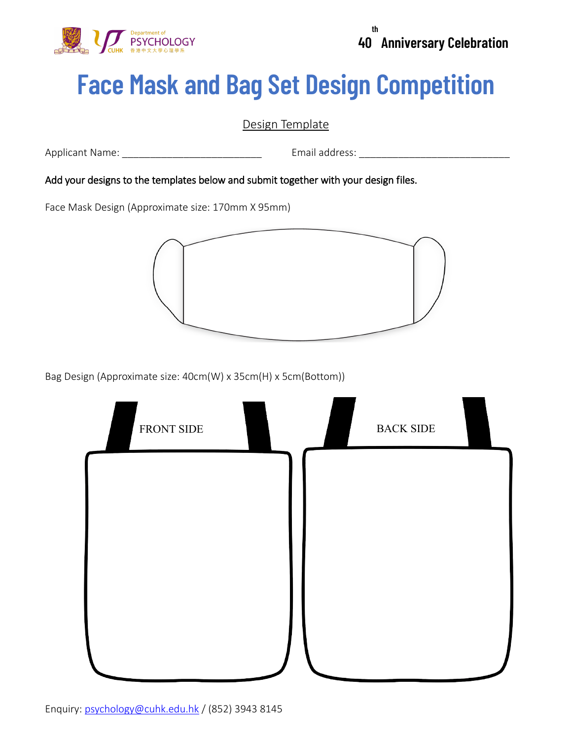40th Anniversary Celebration

# Face Mask and Bag Set Design Competition

Design Template

Applicant Name: _________________________ Email address: ___________________________

Add your designs to the templates below and submit together with your design files.

Face Mask Design (Approximate size: 170mm X 95mm)

Bag Design (Approximate size: 40cm(W) x 35cm(H) x 5cm(Bottom))

FRONT SIDE

BACK SIDE

Enquiry: psychology@cuhk.edu.hk / (852) 3943 8145